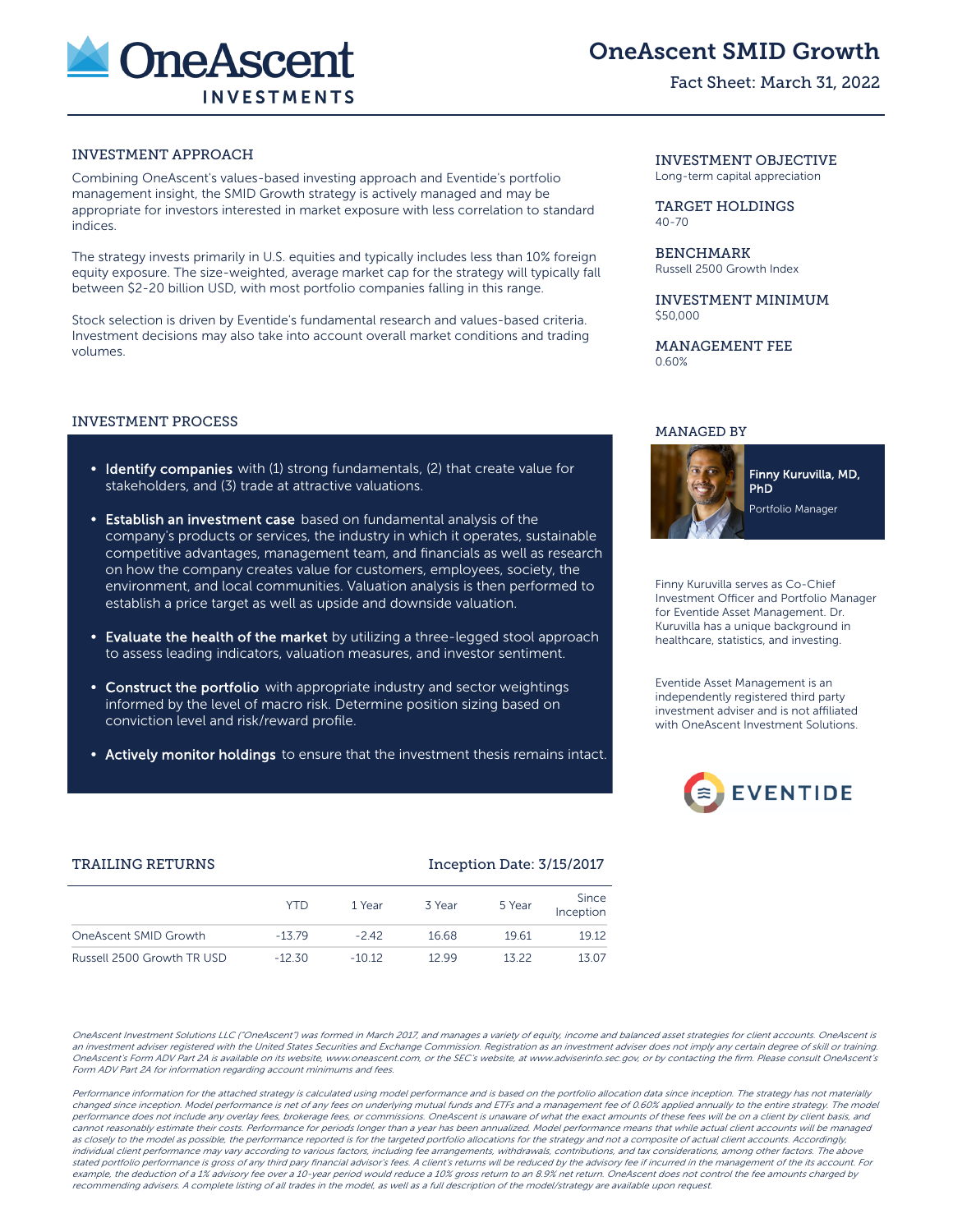# OneAscent SMID Growth

Fact Sheet: March 31, 2022

## INVESTMENT APPROACH

Combining OneAscent's values-based investing approach and Eventide's portfolio management insight, the SMID Growth strategy is actively managed and may be appropriate for investors interested in market exposure with less correlation to standard indices.

The strategy invests primarily in U.S. equities and typically includes less than 10% foreign equity exposure. The size-weighted, average market cap for the strategy will typically fall between $2-20 billion USD, with most portfolio companies falling in this range.

Stock selection is driven by Eventide's fundamental research and values-based criteria. Investment decisions may also take into account overall market conditions and trading volumes.

## INVESTMENT OBJECTIVE

Long-term capital appreciation

## TARGET HOLDINGS

40-70

## BENCHMARK

Russell 2500 Growth Index

## INVESTMENT MINIMUM

$50,000

## MANAGEMENT FEE

0.60%

## INVESTMENT PROCESS

- **Identify companies** with (1) strong fundamentals, (2) that create value for stakeholders, and (3) trade at attractive valuations.
- **Establish an investment case** based on fundamental analysis of the company's products or services, the industry in which it operates, sustainable competitive advantages, management team, and financials as well as research on how the company creates value for customers, employees, society, the environment, and local communities. Valuation analysis is then performed to establish a price target as well as upside and downside valuation.
- **Evaluate the health of the market** by utilizing a three-legged stool approach to assess leading indicators, valuation measures, and investor sentiment.
- **Construct the portfolio** with appropriate industry and sector weightings informed by the level of macro risk. Determine position sizing based on conviction level and risk/reward profile.
- **Actively monitor holdings** to ensure that the investment thesis remains intact.

## MANAGED BY

**Finny Kuruvilla, MD, PhD**
Portfolio Manager

Finny Kuruvilla serves as Co-Chief Investment Officer and Portfolio Manager for Eventide Asset Management. Dr. Kuruvilla has a unique background in healthcare, statistics, and investing.

Eventide Asset Management is an independently registered third party investment adviser and is not affiliated with OneAscent Investment Solutions.

## TRAILING RETURNS

Inception Date: 3/15/2017

| | YTD | 1 Year | 3 Year | 5 Year | Since Inception |
|---|---|---|---|---|---|
| OneAscent SMID Growth | -13.79 | -2.42 | 16.68 | 19.61 | 19.12 |
| Russell 2500 Growth TR USD | -12.30 | -10.12 | 12.99 | 13.22 | 13.07 |

*OneAscent Investment Solutions LLC ("OneAscent") was formed in March 2017, and manages a variety of equity, income and balanced asset strategies for client accounts. OneAscent is an investment adviser registered with the United States Securities and Exchange Commission. Registration as an investment adviser does not imply any certain degree of skill or training. OneAscent's Form ADV Part 2A is available on its website, www.oneascent.com, or the SEC's website, at www.adviserinfo.sec.gov, or by contacting the firm. Please consult OneAscent's Form ADV Part 2A for information regarding account minimums and fees.*

*Performance information for the attached strategy is calculated using model performance and is based on the portfolio allocation data since inception. The strategy has not materially changed since inception. Model performance is net of any fees on underlying mutual funds and ETFs and a management fee of 0.60% applied annually to the entire strategy. The model performance does not include any overlay fees, brokerage fees, or commissions. OneAscent is unaware of what the exact amounts of these fees will be on a client by client basis, and cannot reasonably estimate their costs. Performance for periods longer than a year has been annualized. Model performance means that while actual client accounts will be managed as closely to the model as possible, the performance reported is for the targeted portfolio allocations for the strategy and not a composite of actual client accounts. Accordingly, individual client performance may vary according to various factors, including fee arrangements, withdrawals, contributions, and tax considerations, among other factors. The above stated portfolio performance is gross of any third pary financial advisor's fees. A client's returns will be reduced by the advisory fee if incurred in the management of the its account. For example, the deduction of a 1% advisory fee over a 10-year period would reduce a 10% gross return to an 8.9% net return. OneAscent does not control the fee amounts charged by recommending advisers. A complete listing of all trades in the model, as well as a full description of the model/strategy are available upon request.*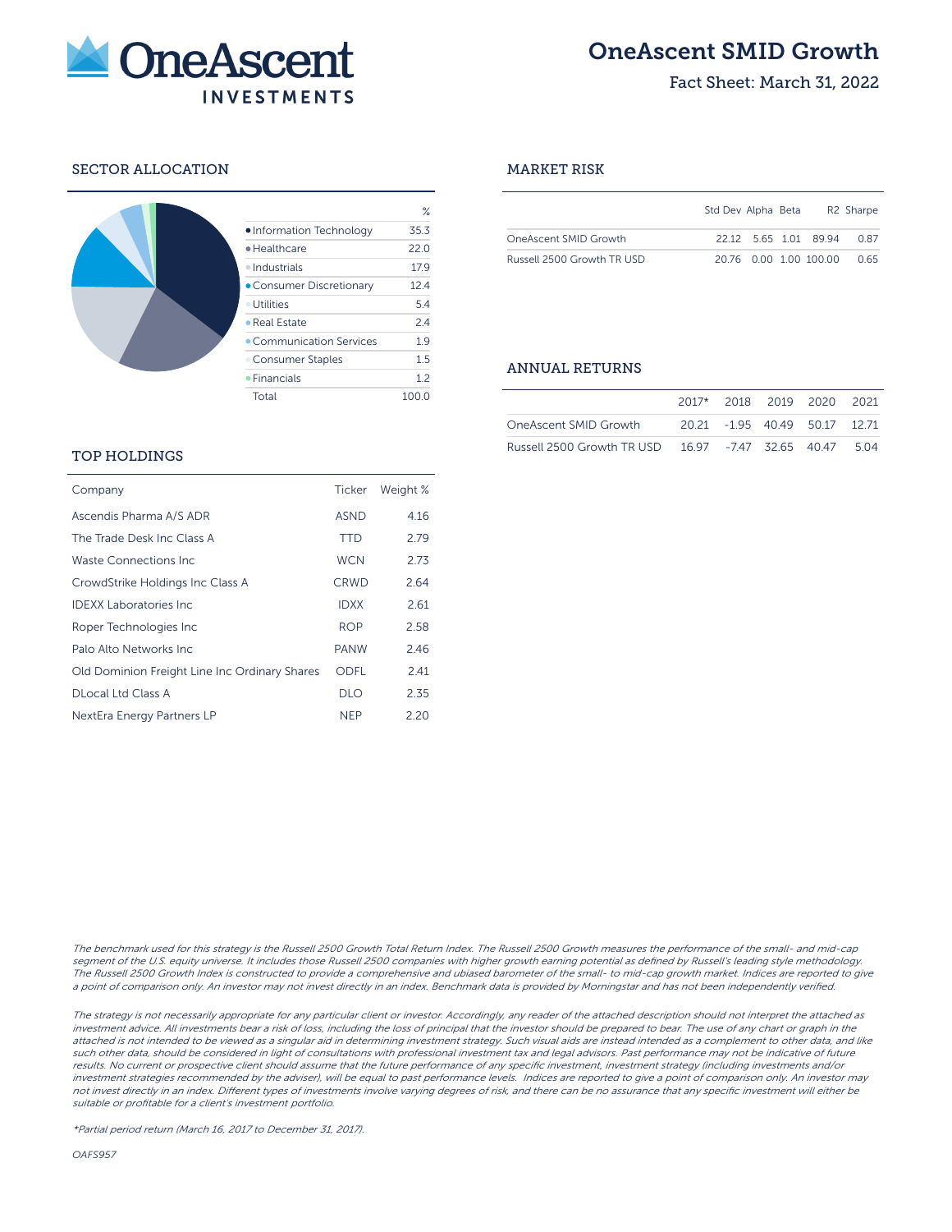# OneAscent SMID Growth

Fact Sheet: March 31, 2022

## SECTOR ALLOCATION

| | % |
|---|---|
| Information Technology | 35.3 |
| Healthcare | 22.0 |
| Industrials | 17.9 |
| Consumer Discretionary | 12.4 |
| Utilities | 5.4 |
| Real Estate | 2.4 |
| Communication Services | 1.9 |
| Consumer Staples | 1.5 |
| Financials | 1.2 |
| Total | 100.0 |

## MARKET RISK

| | Std Dev | Alpha | Beta | R2 | Sharpe |
|---|---|---|---|---|---|
| OneAscent SMID Growth | 22.12 | 5.65 | 1.01 | 89.94 | 0.87 |
| Russell 2500 Growth TR USD | 20.76 | 0.00 | 1.00 | 100.00 | 0.65 |

## ANNUAL RETURNS

| | 2017* | 2018 | 2019 | 2020 | 2021 |
|---|---|---|---|---|---|
| OneAscent SMID Growth | 20.21 | -1.95 | 40.49 | 50.17 | 12.71 |
| Russell 2500 Growth TR USD | 16.97 | -7.47 | 32.65 | 40.47 | 5.04 |

## TOP HOLDINGS

| Company | Ticker | Weight % |
|---|---|---|
| Ascendis Pharma A/S ADR | ASND | 4.16 |
| The Trade Desk Inc Class A | TTD | 2.79 |
| Waste Connections Inc | WCN | 2.73 |
| CrowdStrike Holdings Inc Class A | CRWD | 2.64 |
| IDEXX Laboratories Inc | IDXX | 2.61 |
| Roper Technologies Inc | ROP | 2.58 |
| Palo Alto Networks Inc | PANW | 2.46 |
| Old Dominion Freight Line Inc Ordinary Shares | ODFL | 2.41 |
| DLocal Ltd Class A | DLO | 2.35 |
| NextEra Energy Partners LP | NEP | 2.20 |

*The benchmark used for this strategy is the Russell 2500 Growth Total Return Index. The Russell 2500 Growth measures the performance of the small- and mid-cap segment of the U.S. equity universe. It includes those Russell 2500 companies with higher growth earning potential as defined by Russell's leading style methodology. The Russell 2500 Growth Index is constructed to provide a comprehensive and ubiased barometer of the small- to mid-cap growth market. Indices are reported to give a point of comparison only. An investor may not invest directly in an index. Benchmark data is provided by Morningstar and has not been independently verified.*

*The strategy is not necessarily appropriate for any particular client or investor. Accordingly, any reader of the attached description should not interpret the attached as investment advice. All investments bear a risk of loss, including the loss of principal that the investor should be prepared to bear. The use of any chart or graph in the attached is not intended to be viewed as a singular aid in determining investment strategy. Such visual aids are instead intended as a complement to other data, and like such other data, should be considered in light of consultations with professional investment tax and legal advisors. Past performance may not be indicative of future results. No current or prospective client should assume that the future performance of any specific investment, investment strategy (including investments and/or investment strategies recommended by the adviser), will be equal to past performance levels. Indices are reported to give a point of comparison only. An investor may not invest directly in an index. Different types of investments involve varying degrees of risk, and there can be no assurance that any specific investment will either be suitable or profitable for a client's investment portfolio.*

*\*Partial period return (March 16, 2017 to December 31, 2017).*

*OAFS957*